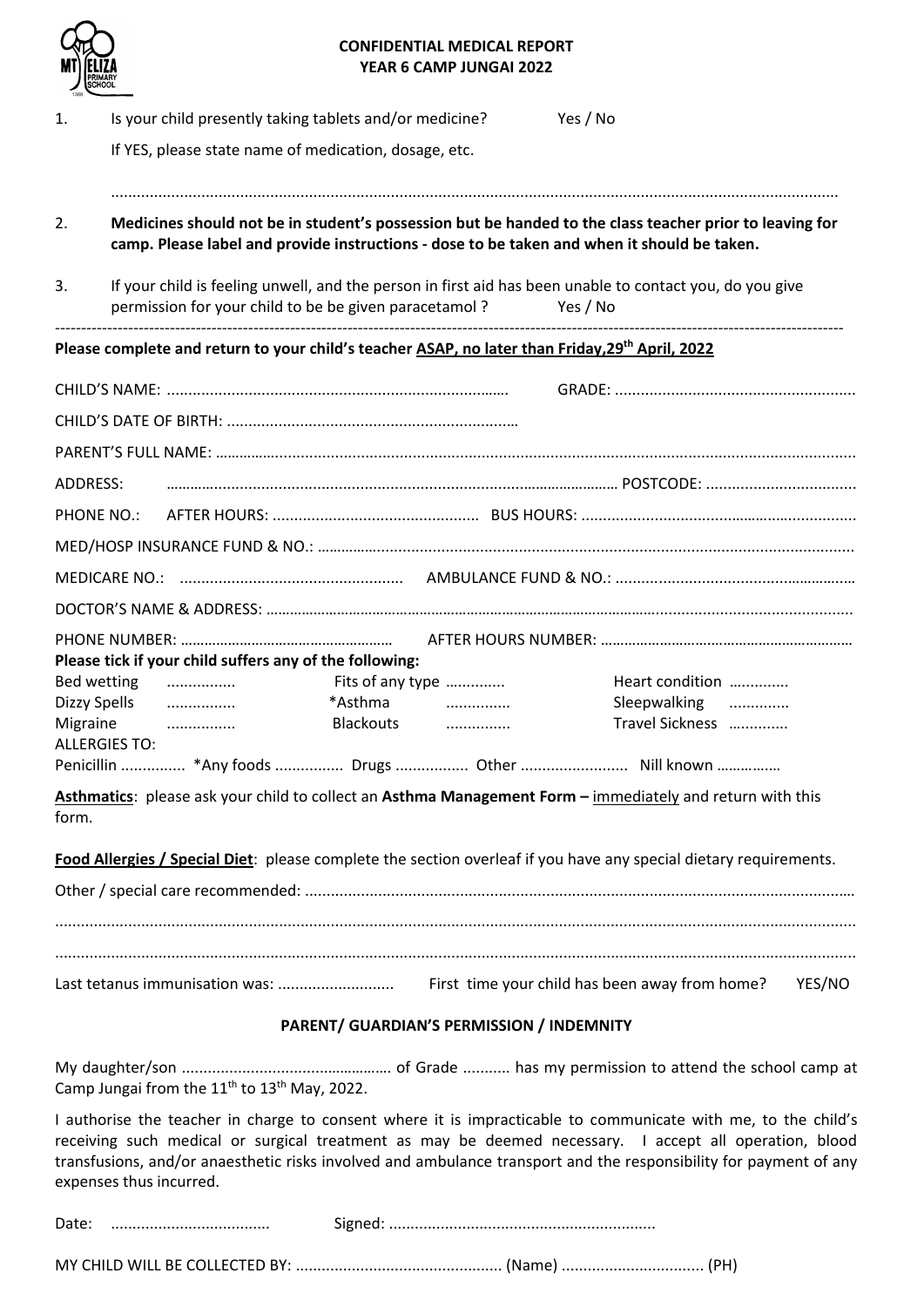**CONFIDENTIAL MEDICAL REPORT**
**YEAR 6 CAMP JUNGAI 2022**

1. Is your child presently taking tablets and/or medicine? Yes / No

   If YES, please state name of medication, dosage, etc.

   ..........................................................................................................................................................

2. **Medicines should not be in student's possession but be handed to the class teacher prior to leaving for camp. Please label and provide instructions - dose to be taken and when it should be taken.**

3. If your child is feeling unwell, and the person in first aid has been unable to contact you, do you give permission for your child to be be given paracetamol ? Yes / No

---

**Please complete and return to your child's teacher ASAP, no later than Friday,29th April, 2022**

CHILD'S NAME: ............................................................................... GRADE: ........................................................

CHILD'S DATE OF BIRTH: ....................................................................

PARENT'S FULL NAME: ..........................................................................................................................................

ADDRESS: ................................................................................................................ POSTCODE: ...................................

PHONE NO.: AFTER HOURS: ................................................ BUS HOURS: ...............................................................

MED/HOSP INSURANCE FUND & NO.: .......................................................................................................................

MEDICARE NO.: .................................................... AMBULANCE FUND & NO.: ........................................................

DOCTOR'S NAME & ADDRESS: ...................................................................................................................................

PHONE NUMBER: ...................................................... AFTER HOURS NUMBER: ...............................................................

**Please tick if your child suffers any of the following:**

Bed wetting ................ Fits of any type ............. Heart condition .............

Dizzy Spells ................ *Asthma .............. Sleepwalking .............

Migraine ................ Blackouts .............. Travel Sickness .............

ALLERGIES TO:

Penicillin ............... *Any foods ................ Drugs ................. Other ......................... Nill known ................

**Asthmatics**: please ask your child to collect an **Asthma Management Form –** immediately and return with this form.

**Food Allergies / Special Diet**: please complete the section overleaf if you have any special dietary requirements.

Other / special care recommended: .............................................................................................................................

.........................................................................................................................................................................

.........................................................................................................................................................................

Last tetanus immunisation was: ........................... First time your child has been away from home? YES/NO

**PARENT/ GUARDIAN'S PERMISSION / INDEMNITY**

My daughter/son ................................................. of Grade ........... has my permission to attend the school camp at Camp Jungai from the 11th to 13th May, 2022.

I authorise the teacher in charge to consent where it is impracticable to communicate with me, to the child's receiving such medical or surgical treatment as may be deemed necessary. I accept all operation, blood transfusions, and/or anaesthetic risks involved and ambulance transport and the responsibility for payment of any expenses thus incurred.

Date: .................................... Signed: .............................................................

MY CHILD WILL BE COLLECTED BY: ................................................ (Name) ................................ (PH)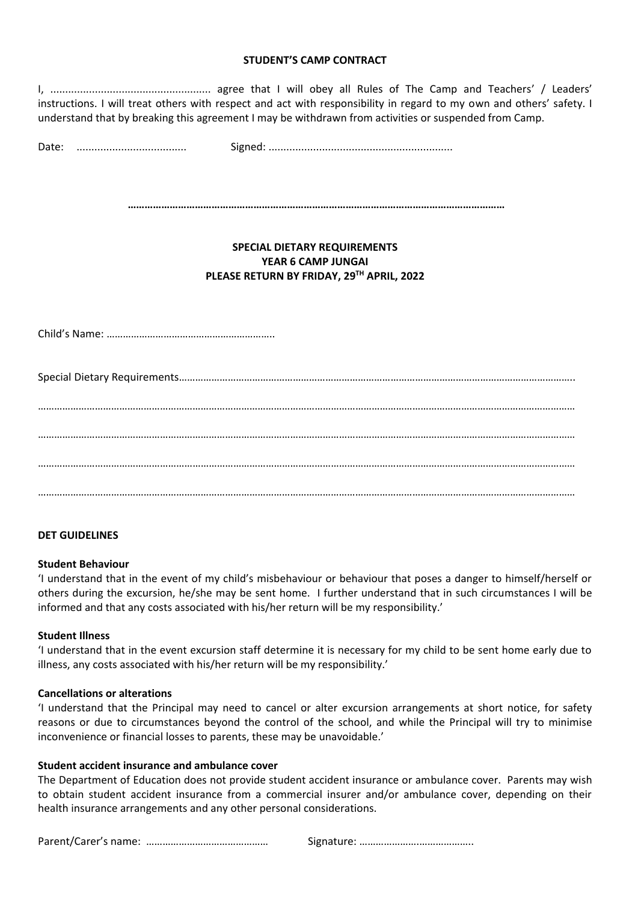**STUDENT'S CAMP CONTRACT**

I, ...................................................... agree that I will obey all Rules of The Camp and Teachers' / Leaders' instructions. I will treat others with respect and act with responsibility in regard to my own and others' safety. I understand that by breaking this agreement I may be withdrawn from activities or suspended from Camp.

Date: ..................................... Signed: ..............................................................

……………………………………………………………………………………………………………………

**SPECIAL DIETARY REQUIREMENTS**
**YEAR 6 CAMP JUNGAI**
**PLEASE RETURN BY FRIDAY, 29TH APRIL, 2022**

Child's Name: …………………………………………………….

Special Dietary Requirements……………………………………………………………………………………………………………………………..

……………………………………………………………………………………………………………………………………………………………………

……………………………………………………………………………………………………………………………………………………………………

……………………………………………………………………………………………………………………………………………………………………

……………………………………………………………………………………………………………………………………………………………………

**DET GUIDELINES**

**Student Behaviour**

'I understand that in the event of my child's misbehaviour or behaviour that poses a danger to himself/herself or others during the excursion, he/she may be sent home. I further understand that in such circumstances I will be informed and that any costs associated with his/her return will be my responsibility.'

**Student Illness**

'I understand that in the event excursion staff determine it is necessary for my child to be sent home early due to illness, any costs associated with his/her return will be my responsibility.'

**Cancellations or alterations**

'I understand that the Principal may need to cancel or alter excursion arrangements at short notice, for safety reasons or due to circumstances beyond the control of the school, and while the Principal will try to minimise inconvenience or financial losses to parents, these may be unavoidable.'

**Student accident insurance and ambulance cover**

The Department of Education does not provide student accident insurance or ambulance cover. Parents may wish to obtain student accident insurance from a commercial insurer and/or ambulance cover, depending on their health insurance arrangements and any other personal considerations.

Parent/Carer's name: …………………………………… Signature: …………………………………..